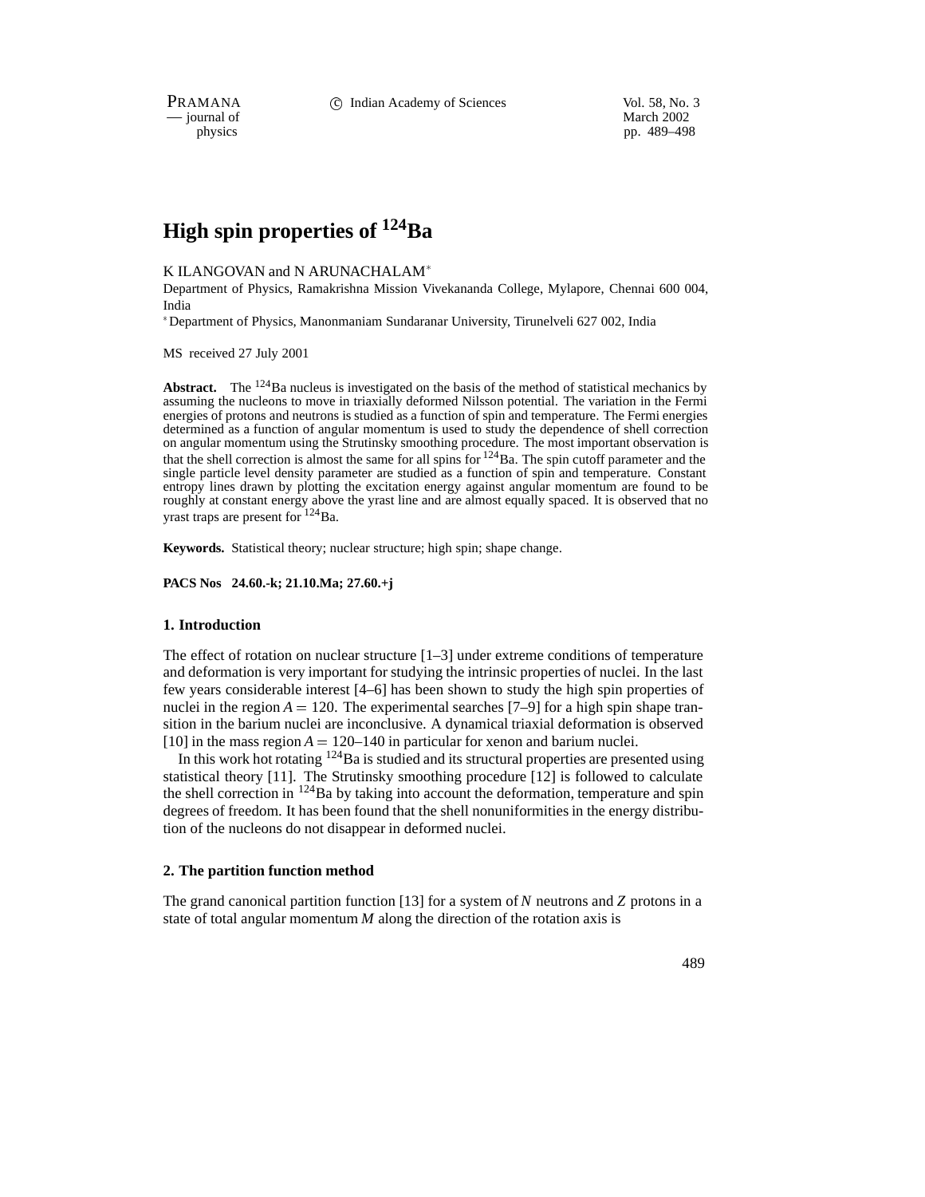# High spin properties of $^{124}$Ba

K ILANGOVAN and N ARUNACHALAM*

Department of Physics, Ramakrishna Mission Vivekananda College, Mylapore, Chennai 600 004, India

*Department of Physics, Manonmaniam Sundaranar University, Tirunelveli 627 002, India

MS received 27 July 2001

**Abstract.** The $^{124}$Ba nucleus is investigated on the basis of the method of statistical mechanics by assuming the nucleons to move in triaxially deformed Nilsson potential. The variation in the Fermi energies of protons and neutrons is studied as a function of spin and temperature. The Fermi energies determined as a function of angular momentum is used to study the dependence of shell correction on angular momentum using the Strutinsky smoothing procedure. The most important observation is that the shell correction is almost the same for all spins for $^{124}$Ba. The spin cutoff parameter and the single particle level density parameter are studied as a function of spin and temperature. Constant entropy lines drawn by plotting the excitation energy against angular momentum are found to be roughly at constant energy above the yrast line and are almost equally spaced. It is observed that no yrast traps are present for $^{124}$Ba.

**Keywords.** Statistical theory; nuclear structure; high spin; shape change.

**PACS Nos 24.60.-k; 21.10.Ma; 27.60.+j**

## 1. Introduction

The effect of rotation on nuclear structure [1–3] under extreme conditions of temperature and deformation is very important for studying the intrinsic properties of nuclei. In the last few years considerable interest [4–6] has been shown to study the high spin properties of nuclei in the region $A = 120$. The experimental searches [7–9] for a high spin shape transition in the barium nuclei are inconclusive. A dynamical triaxial deformation is observed [10] in the mass region $A = 120$–$140$ in particular for xenon and barium nuclei.

In this work hot rotating $^{124}$Ba is studied and its structural properties are presented using statistical theory [11]. The Strutinsky smoothing procedure [12] is followed to calculate the shell correction in $^{124}$Ba by taking into account the deformation, temperature and spin degrees of freedom. It has been found that the shell nonuniformities in the energy distribution of the nucleons do not disappear in deformed nuclei.

## 2. The partition function method

The grand canonical partition function [13] for a system of $N$ neutrons and $Z$ protons in a state of total angular momentum $M$ along the direction of the rotation axis is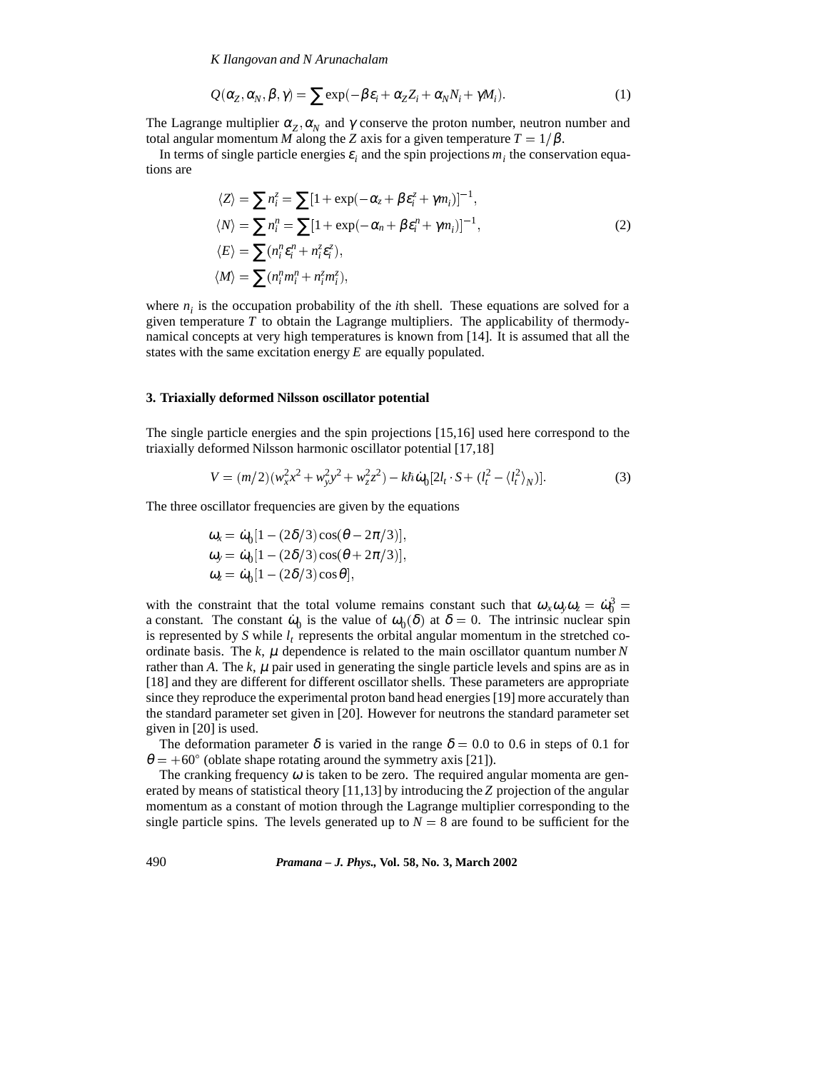$$Q(\alpha_Z, \alpha_N, \beta, \gamma) = \sum \exp(-\beta \varepsilon_i + \alpha_Z Z_i + \alpha_N N_i + \gamma M_i). \tag{1}$$

The Lagrange multiplier $\alpha_Z, \alpha_N$ and $\gamma$ conserve the proton number, neutron number and total angular momentum $M$ along the $Z$ axis for a given temperature $T = 1/\beta$.

In terms of single particle energies $\varepsilon_i$ and the spin projections $m_i$ the conservation equations are

$$\begin{aligned}
\langle Z \rangle &= \sum n_i^z = \sum [1 + \exp(-\alpha_z + \beta \varepsilon_i^z + \gamma m_i)]^{-1}, \\
\langle N \rangle &= \sum n_i^n = \sum [1 + \exp(-\alpha_n + \beta \varepsilon_i^n + \gamma m_i)]^{-1}, \\
\langle E \rangle &= \sum (n_i^n \varepsilon_i^n + n_i^z \varepsilon_i^z), \\
\langle M \rangle &= \sum (n_i^n m_i^n + n_i^z m_i^z),
\end{aligned} \tag{2}$$

where $n_i$ is the occupation probability of the $i$th shell. These equations are solved for a given temperature $T$ to obtain the Lagrange multipliers. The applicability of thermodynamical concepts at very high temperatures is known from [14]. It is assumed that all the states with the same excitation energy $E$ are equally populated.

### 3. Triaxially deformed Nilsson oscillator potential

The single particle energies and the spin projections [15,16] used here correspond to the triaxially deformed Nilsson harmonic oscillator potential [17,18]

$$V = (m/2)(w_x^2 x^2 + w_y^2 y^2 + w_z^2 z^2) - k\hbar \dot{\omega}_0 [2 l_t \cdot S + (l_t^2 - \langle l_t^2 \rangle_N)]. \tag{3}$$

The three oscillator frequencies are given by the equations

$$\begin{aligned}
\omega_x &= \dot{\omega}_0 [1 - (2\delta/3)\cos(\theta - 2\pi/3)], \\
\omega_y &= \dot{\omega}_0 [1 - (2\delta/3)\cos(\theta + 2\pi/3)], \\
\omega_z &= \dot{\omega}_0 [1 - (2\delta/3)\cos\theta],
\end{aligned}$$

with the constraint that the total volume remains constant such that $\omega_x \omega_y \omega_z = \dot{\omega}_0^3 =$ a constant. The constant $\dot{\omega}_0$ is the value of $\omega_0(\delta)$ at $\delta = 0$. The intrinsic nuclear spin is represented by $S$ while $l_t$ represents the orbital angular momentum in the stretched co-ordinate basis. The $k$, $\mu$ dependence is related to the main oscillator quantum number $N$ rather than $A$. The $k$, $\mu$ pair used in generating the single particle levels and spins are as in [18] and they are different for different oscillator shells. These parameters are appropriate since they reproduce the experimental proton band head energies [19] more accurately than the standard parameter set given in [20]. However for neutrons the standard parameter set given in [20] is used.

The deformation parameter $\delta$ is varied in the range $\delta = 0.0$ to 0.6 in steps of 0.1 for $\theta = +60^\circ$ (oblate shape rotating around the symmetry axis [21]).

The cranking frequency $\omega$ is taken to be zero. The required angular momenta are generated by means of statistical theory [11,13] by introducing the $Z$ projection of the angular momentum as a constant of motion through the Lagrange multiplier corresponding to the single particle spins. The levels generated up to $N = 8$ are found to be sufficient for the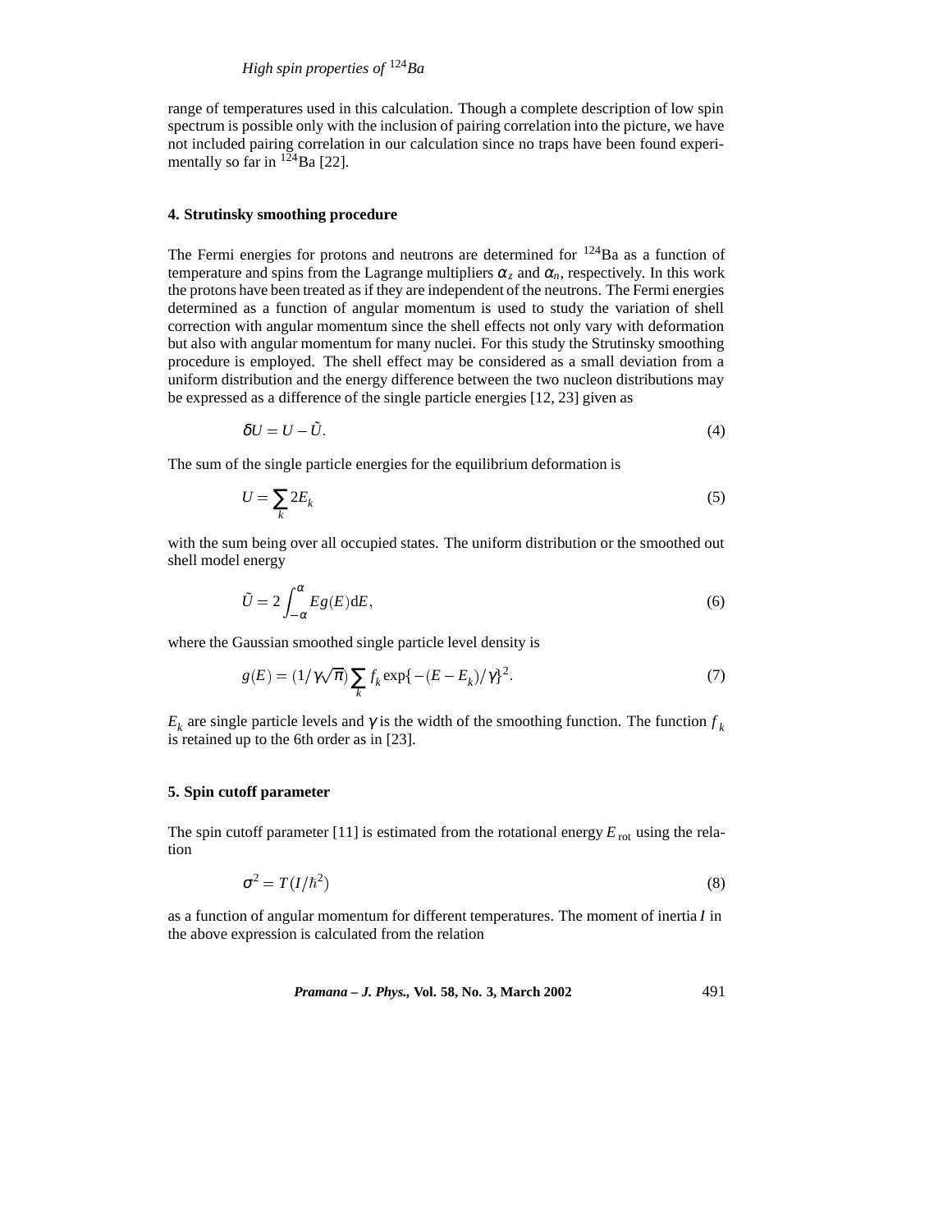range of temperatures used in this calculation. Though a complete description of low spin spectrum is possible only with the inclusion of pairing correlation into the picture, we have not included pairing correlation in our calculation since no traps have been found experimentally so far in $^{124}$Ba [22].

## 4. Strutinsky smoothing procedure

The Fermi energies for protons and neutrons are determined for $^{124}$Ba as a function of temperature and spins from the Lagrange multipliers $\alpha_z$ and $\alpha_n$, respectively. In this work the protons have been treated as if they are independent of the neutrons. The Fermi energies determined as a function of angular momentum is used to study the variation of shell correction with angular momentum since the shell effects not only vary with deformation but also with angular momentum for many nuclei. For this study the Strutinsky smoothing procedure is employed. The shell effect may be considered as a small deviation from a uniform distribution and the energy difference between the two nucleon distributions may be expressed as a difference of the single particle energies [12, 23] given as

$$\delta U = U - \tilde{U}. \tag{4}$$

The sum of the single particle energies for the equilibrium deformation is

$$U = \sum_k 2E_k \tag{5}$$

with the sum being over all occupied states. The uniform distribution or the smoothed out shell model energy

$$\tilde{U} = 2\int_{-\alpha}^{\alpha} E g(E)\mathrm{d}E, \tag{6}$$

where the Gaussian smoothed single particle level density is

$$g(E) = (1/\gamma\sqrt{\pi})\sum_k f_k \exp\{-(E - E_k)/\gamma\}^2. \tag{7}$$

$E_k$ are single particle levels and $\gamma$ is the width of the smoothing function. The function $f_k$ is retained up to the 6th order as in [23].

## 5. Spin cutoff parameter

The spin cutoff parameter [11] is estimated from the rotational energy $E_{\mathrm{rot}}$ using the relation

$$\sigma^2 = T(I/\hbar^2) \tag{8}$$

as a function of angular momentum for different temperatures. The moment of inertia $I$ in the above expression is calculated from the relation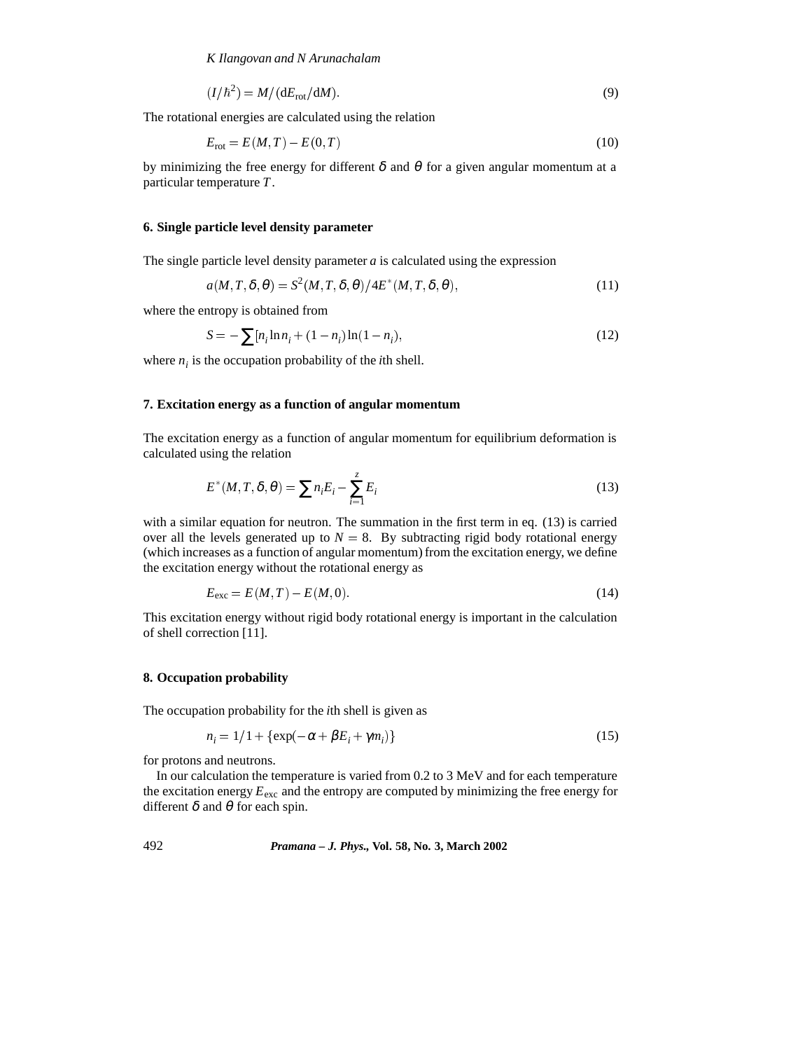$$(I/\hbar^2) = M/(\mathrm{d}E_{\mathrm{rot}}/\mathrm{d}M). \tag{9}$$

The rotational energies are calculated using the relation

$$E_{\mathrm{rot}} = E(M,T) - E(0,T) \tag{10}$$

by minimizing the free energy for different $\delta$ and $\theta$ for a given angular momentum at a particular temperature $T$.

## 6. Single particle level density parameter

The single particle level density parameter $a$ is calculated using the expression

$$a(M,T,\delta,\theta) = S^2(M,T,\delta,\theta)/4E^*(M,T,\delta,\theta), \tag{11}$$

where the entropy is obtained from

$$S = -\sum [n_i \ln n_i + (1-n_i)\ln(1-n_i), \tag{12}$$

where $n_i$ is the occupation probability of the $i$th shell.

## 7. Excitation energy as a function of angular momentum

The excitation energy as a function of angular momentum for equilibrium deformation is calculated using the relation

$$E^*(M,T,\delta,\theta) = \sum n_i E_i - \sum_{i=1}^{z} E_i \tag{13}$$

with a similar equation for neutron. The summation in the first term in eq. (13) is carried over all the levels generated up to $N = 8$. By subtracting rigid body rotational energy (which increases as a function of angular momentum) from the excitation energy, we define the excitation energy without the rotational energy as

$$E_{\mathrm{exc}} = E(M,T) - E(M,0). \tag{14}$$

This excitation energy without rigid body rotational energy is important in the calculation of shell correction [11].

## 8. Occupation probability

The occupation probability for the $i$th shell is given as

$$n_i = 1/1 + \{\exp(-\alpha + \beta E_i + \gamma m_i)\} \tag{15}$$

for protons and neutrons.

In our calculation the temperature is varied from 0.2 to 3 MeV and for each temperature the excitation energy $E_{\mathrm{exc}}$ and the entropy are computed by minimizing the free energy for different $\delta$ and $\theta$ for each spin.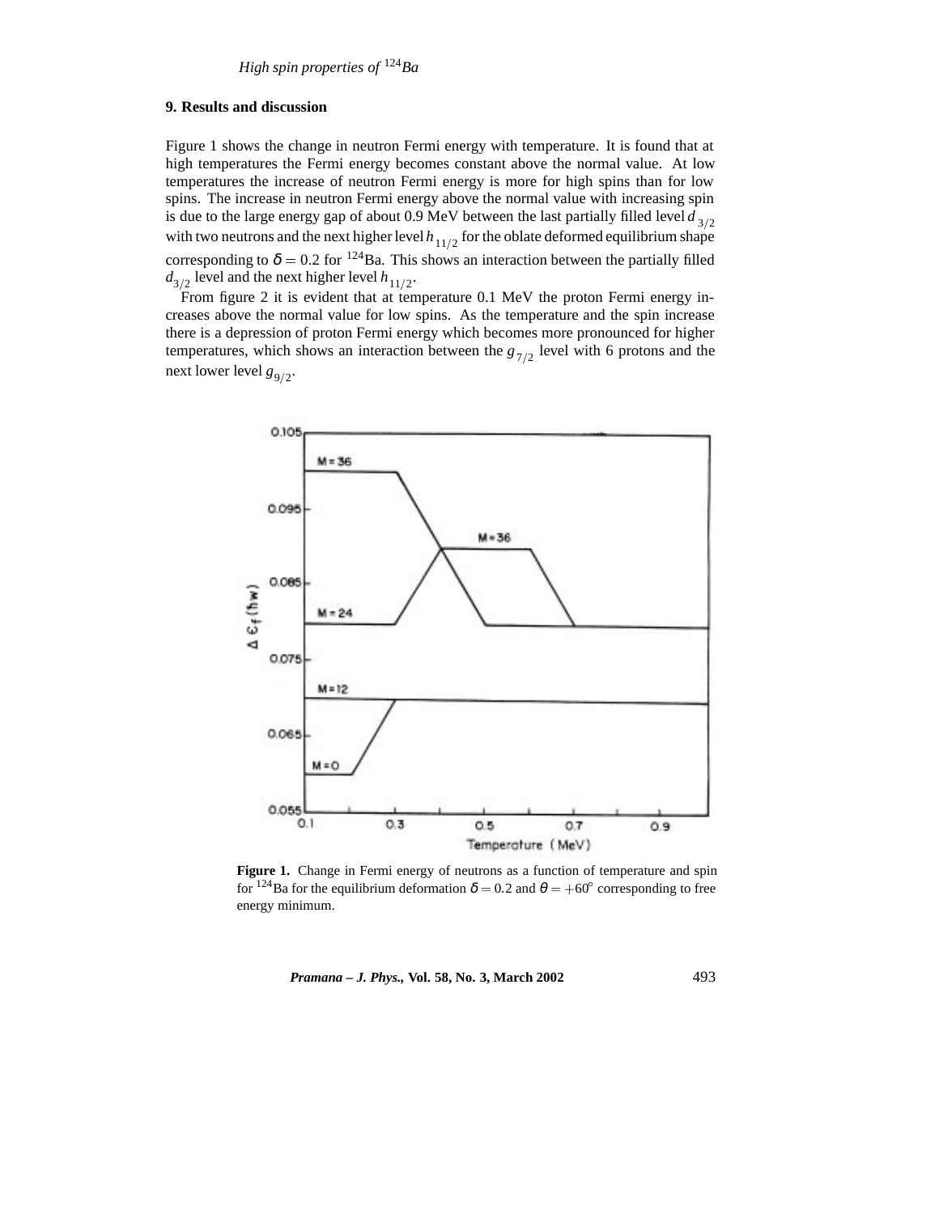## 9. Results and discussion

Figure 1 shows the change in neutron Fermi energy with temperature. It is found that at high temperatures the Fermi energy becomes constant above the normal value. At low temperatures the increase of neutron Fermi energy is more for high spins than for low spins. The increase in neutron Fermi energy above the normal value with increasing spin is due to the large energy gap of about 0.9 MeV between the last partially filled level $d_{3/2}$ with two neutrons and the next higher level $h_{11/2}$ for the oblate deformed equilibrium shape corresponding to $\delta = 0.2$ for $^{124}$Ba. This shows an interaction between the partially filled $d_{3/2}$ level and the next higher level $h_{11/2}$.

From figure 2 it is evident that at temperature 0.1 MeV the proton Fermi energy increases above the normal value for low spins. As the temperature and the spin increase there is a depression of proton Fermi energy which becomes more pronounced for higher temperatures, which shows an interaction between the $g_{7/2}$ level with 6 protons and the next lower level $g_{9/2}$.

**Figure 1.** Change in Fermi energy of neutrons as a function of temperature and spin for $^{124}$Ba for the equilibrium deformation $\delta = 0.2$ and $\theta = +60°$ corresponding to free energy minimum.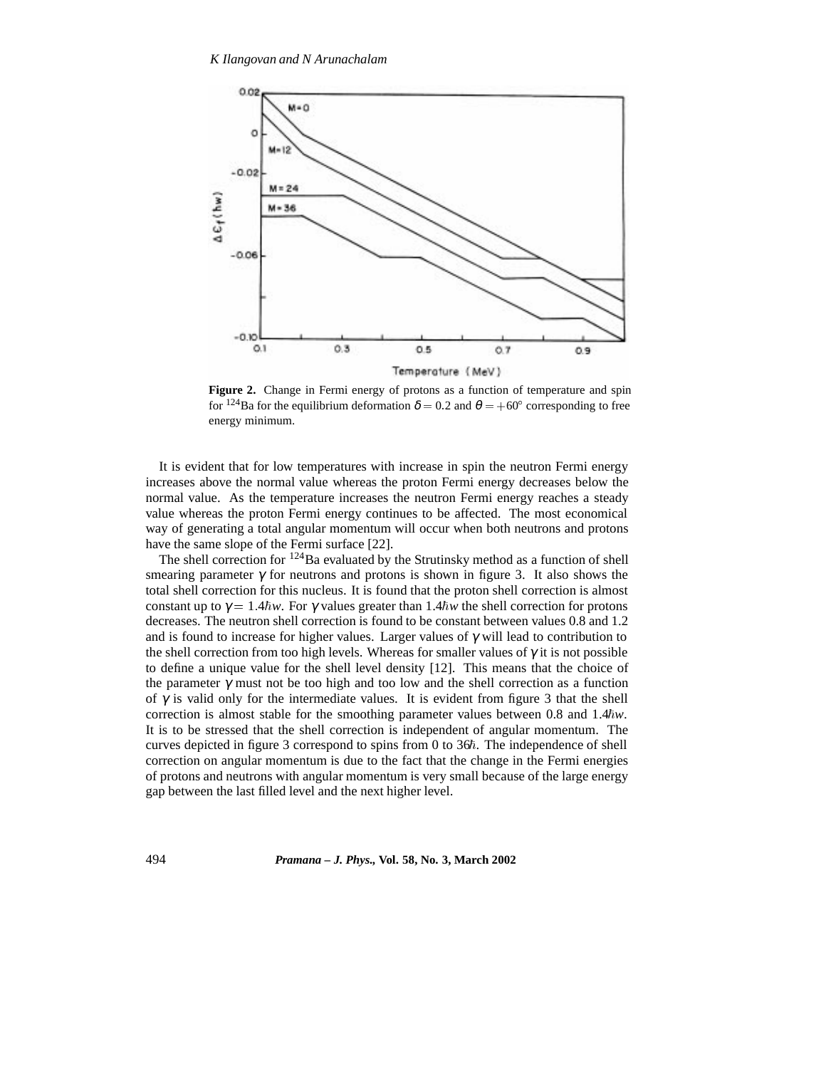**Figure 2.** Change in Fermi energy of protons as a function of temperature and spin for $^{124}$Ba for the equilibrium deformation $\delta = 0.2$ and $\theta = +60^{\circ}$ corresponding to free energy minimum.

It is evident that for low temperatures with increase in spin the neutron Fermi energy increases above the normal value whereas the proton Fermi energy decreases below the normal value. As the temperature increases the neutron Fermi energy reaches a steady value whereas the proton Fermi energy continues to be affected. The most economical way of generating a total angular momentum will occur when both neutrons and protons have the same slope of the Fermi surface [22].

The shell correction for $^{124}$Ba evaluated by the Strutinsky method as a function of shell smearing parameter $\gamma$ for neutrons and protons is shown in figure 3. It also shows the total shell correction for this nucleus. It is found that the proton shell correction is almost constant up to $\gamma = 1.4\hbar w$. For $\gamma$ values greater than $1.4\hbar w$ the shell correction for protons decreases. The neutron shell correction is found to be constant between values 0.8 and 1.2 and is found to increase for higher values. Larger values of $\gamma$ will lead to contribution to the shell correction from too high levels. Whereas for smaller values of $\gamma$ it is not possible to define a unique value for the shell level density [12]. This means that the choice of the parameter $\gamma$ must not be too high and too low and the shell correction as a function of $\gamma$ is valid only for the intermediate values. It is evident from figure 3 that the shell correction is almost stable for the smoothing parameter values between 0.8 and $1.4\hbar w$. It is to be stressed that the shell correction is independent of angular momentum. The curves depicted in figure 3 correspond to spins from 0 to $36\hbar$. The independence of shell correction on angular momentum is due to the fact that the change in the Fermi energies of protons and neutrons with angular momentum is very small because of the large energy gap between the last filled level and the next higher level.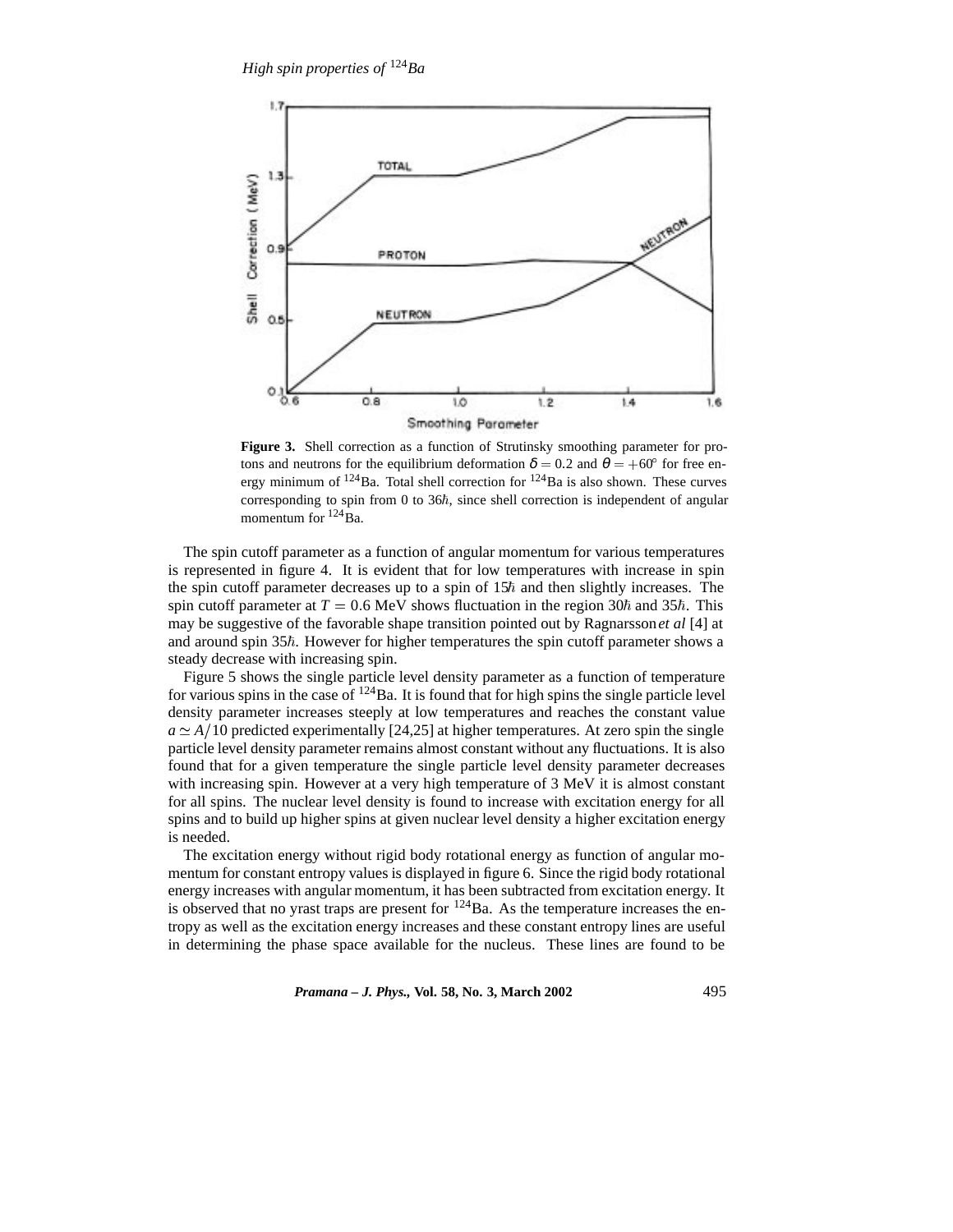**Figure 3.** Shell correction as a function of Strutinsky smoothing parameter for protons and neutrons for the equilibrium deformation $\delta = 0.2$ and $\theta = +60°$ for free energy minimum of $^{124}$Ba. Total shell correction for $^{124}$Ba is also shown. These curves corresponding to spin from 0 to 36$\hbar$, since shell correction is independent of angular momentum for $^{124}$Ba.

The spin cutoff parameter as a function of angular momentum for various temperatures is represented in figure 4. It is evident that for low temperatures with increase in spin the spin cutoff parameter decreases up to a spin of 15$\hbar$ and then slightly increases. The spin cutoff parameter at $T = 0.6$ MeV shows fluctuation in the region 30$\hbar$ and 35$\hbar$. This may be suggestive of the favorable shape transition pointed out by Ragnarsson *et al* [4] at and around spin 35$\hbar$. However for higher temperatures the spin cutoff parameter shows a steady decrease with increasing spin.

Figure 5 shows the single particle level density parameter as a function of temperature for various spins in the case of $^{124}$Ba. It is found that for high spins the single particle level density parameter increases steeply at low temperatures and reaches the constant value $a \simeq A/10$ predicted experimentally [24,25] at higher temperatures. At zero spin the single particle level density parameter remains almost constant without any fluctuations. It is also found that for a given temperature the single particle level density parameter decreases with increasing spin. However at a very high temperature of 3 MeV it is almost constant for all spins. The nuclear level density is found to increase with excitation energy for all spins and to build up higher spins at given nuclear level density a higher excitation energy is needed.

The excitation energy without rigid body rotational energy as function of angular momentum for constant entropy values is displayed in figure 6. Since the rigid body rotational energy increases with angular momentum, it has been subtracted from excitation energy. It is observed that no yrast traps are present for $^{124}$Ba. As the temperature increases the entropy as well as the excitation energy increases and these constant entropy lines are useful in determining the phase space available for the nucleus. These lines are found to be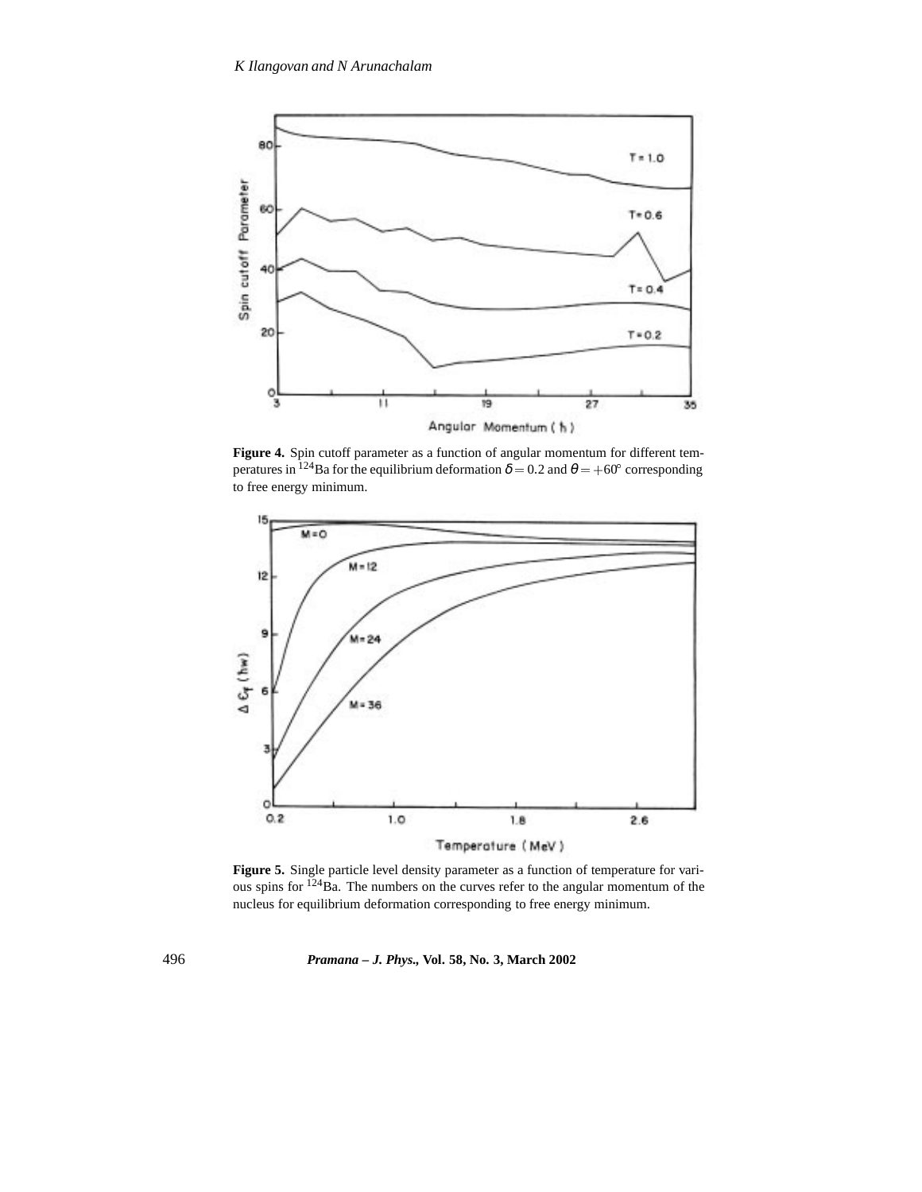**Figure 4.** Spin cutoff parameter as a function of angular momentum for different temperatures in $^{124}$Ba for the equilibrium deformation $\delta = 0.2$ and $\theta = +60^{\circ}$ corresponding to free energy minimum.

**Figure 5.** Single particle level density parameter as a function of temperature for various spins for $^{124}$Ba. The numbers on the curves refer to the angular momentum of the nucleus for equilibrium deformation corresponding to free energy minimum.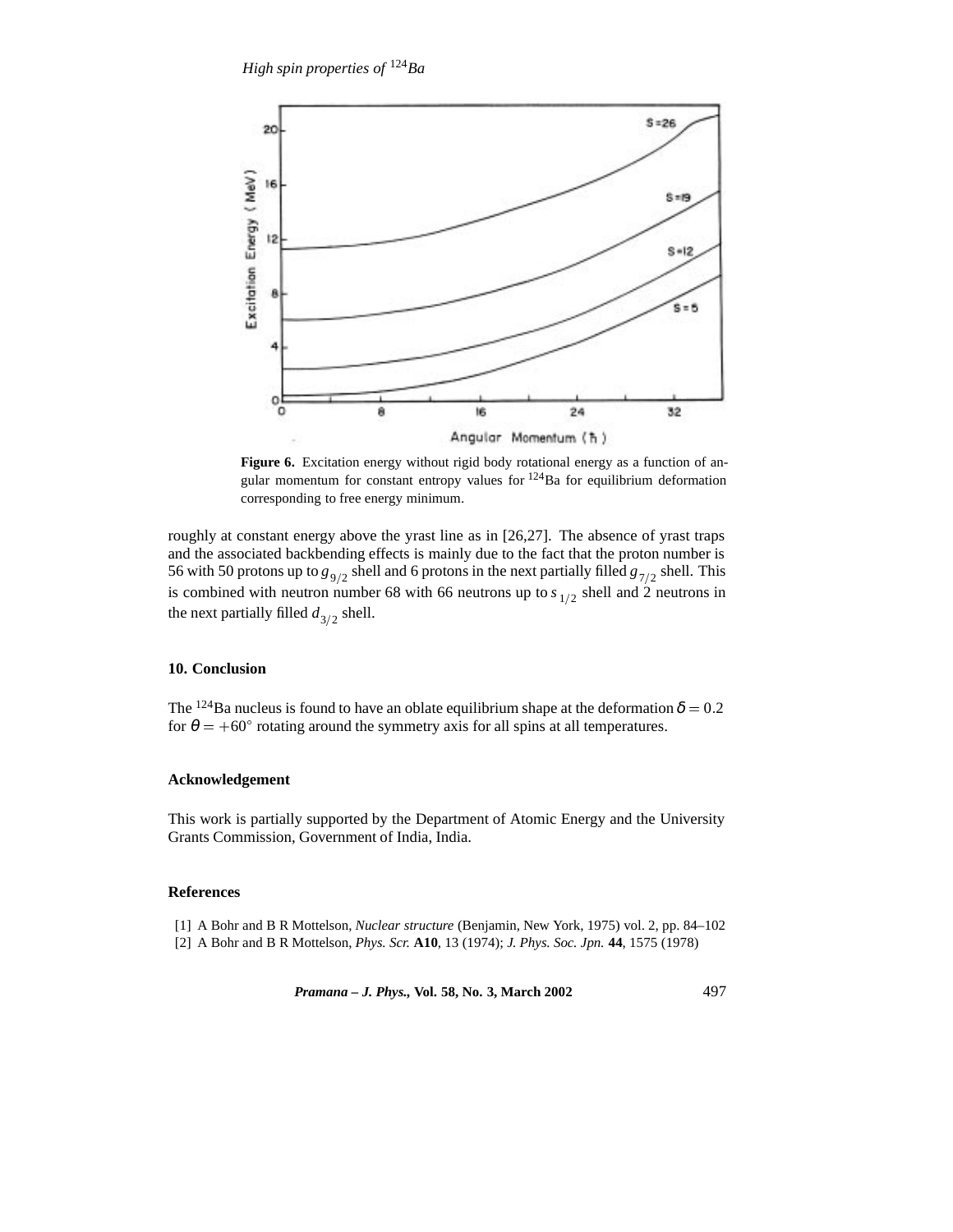**Figure 6.** Excitation energy without rigid body rotational energy as a function of angular momentum for constant entropy values for $^{124}$Ba for equilibrium deformation corresponding to free energy minimum.

roughly at constant energy above the yrast line as in [26,27]. The absence of yrast traps and the associated backbending effects is mainly due to the fact that the proton number is 56 with 50 protons up to $g_{9/2}$ shell and 6 protons in the next partially filled $g_{7/2}$ shell. This is combined with neutron number 68 with 66 neutrons up to $s_{1/2}$ shell and 2 neutrons in the next partially filled $d_{3/2}$ shell.

## 10. Conclusion

The $^{124}$Ba nucleus is found to have an oblate equilibrium shape at the deformation $\delta = 0.2$ for $\theta = +60^\circ$ rotating around the symmetry axis for all spins at all temperatures.

## Acknowledgement

This work is partially supported by the Department of Atomic Energy and the University Grants Commission, Government of India, India.

## References

[1] A Bohr and B R Mottelson, *Nuclear structure* (Benjamin, New York, 1975) vol. 2, pp. 84–102

[2] A Bohr and B R Mottelson, *Phys. Scr.* **A10**, 13 (1974); *J. Phys. Soc. Jpn.* **44**, 1575 (1978)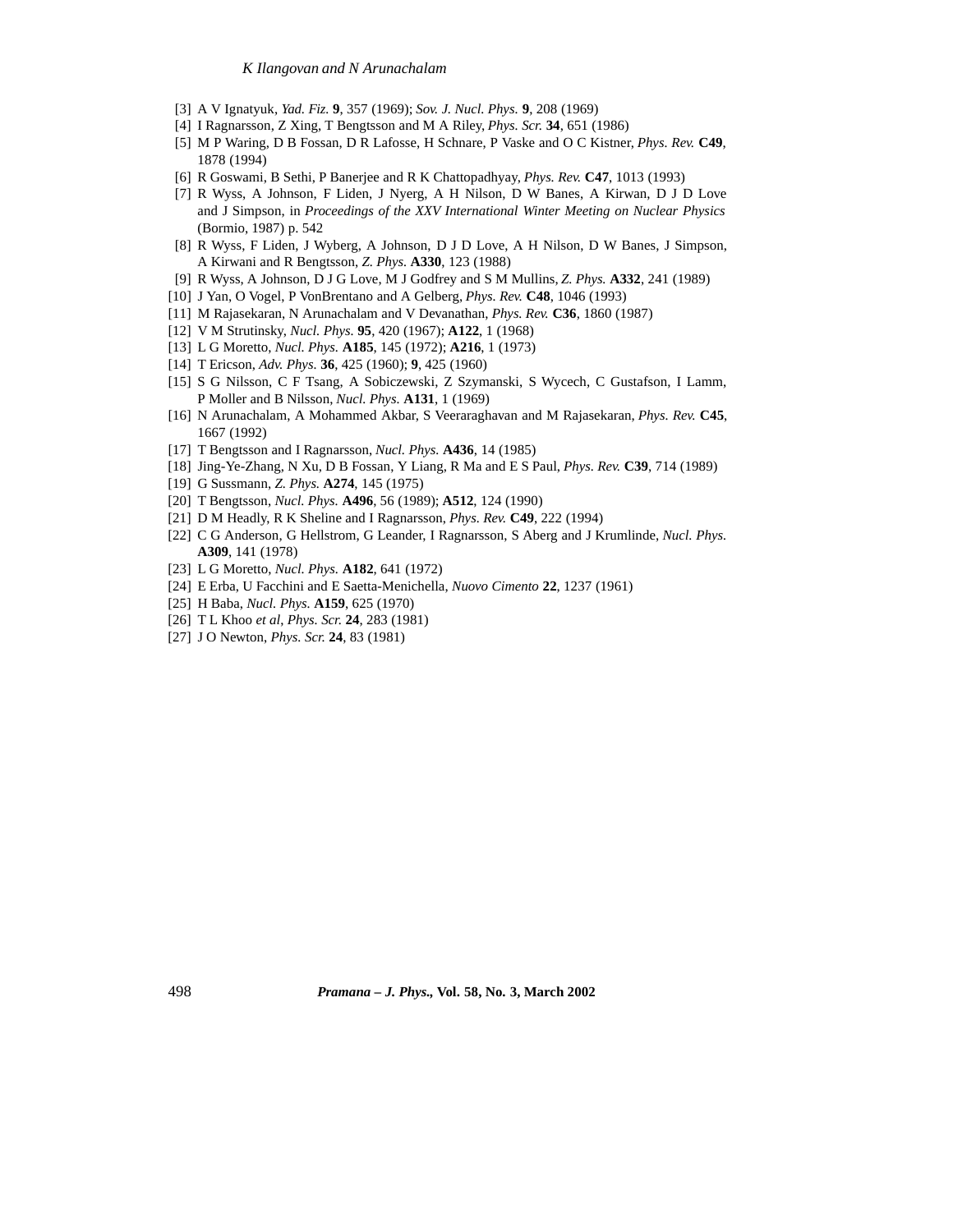[3] A V Ignatyuk, *Yad. Fiz.* **9**, 357 (1969); *Sov. J. Nucl. Phys.* **9**, 208 (1969)

[4] I Ragnarsson, Z Xing, T Bengtsson and M A Riley, *Phys. Scr.* **34**, 651 (1986)

[5] M P Waring, D B Fossan, D R Lafosse, H Schnare, P Vaske and O C Kistner, *Phys. Rev.* **C49**, 1878 (1994)

[6] R Goswami, B Sethi, P Banerjee and R K Chattopadhyay, *Phys. Rev.* **C47**, 1013 (1993)

[7] R Wyss, A Johnson, F Liden, J Nyerg, A H Nilson, D W Banes, A Kirwan, D J D Love and J Simpson, in *Proceedings of the XXV International Winter Meeting on Nuclear Physics* (Bormio, 1987) p. 542

[8] R Wyss, F Liden, J Wyberg, A Johnson, D J D Love, A H Nilson, D W Banes, J Simpson, A Kirwani and R Bengtsson, *Z. Phys.* **A330**, 123 (1988)

[9] R Wyss, A Johnson, D J G Love, M J Godfrey and S M Mullins, *Z. Phys.* **A332**, 241 (1989)

[10] J Yan, O Vogel, P VonBrentano and A Gelberg, *Phys. Rev.* **C48**, 1046 (1993)

[11] M Rajasekaran, N Arunachalam and V Devanathan, *Phys. Rev.* **C36**, 1860 (1987)

[12] V M Strutinsky, *Nucl. Phys.* **95**, 420 (1967); **A122**, 1 (1968)

[13] L G Moretto, *Nucl. Phys.* **A185**, 145 (1972); **A216**, 1 (1973)

[14] T Ericson, *Adv. Phys.* **36**, 425 (1960); **9**, 425 (1960)

[15] S G Nilsson, C F Tsang, A Sobiczewski, Z Szymanski, S Wycech, C Gustafson, I Lamm, P Moller and B Nilsson, *Nucl. Phys.* **A131**, 1 (1969)

[16] N Arunachalam, A Mohammed Akbar, S Veeraraghavan and M Rajasekaran, *Phys. Rev.* **C45**, 1667 (1992)

[17] T Bengtsson and I Ragnarsson, *Nucl. Phys.* **A436**, 14 (1985)

[18] Jing-Ye-Zhang, N Xu, D B Fossan, Y Liang, R Ma and E S Paul, *Phys. Rev.* **C39**, 714 (1989)

[19] G Sussmann, *Z. Phys.* **A274**, 145 (1975)

[20] T Bengtsson, *Nucl. Phys.* **A496**, 56 (1989); **A512**, 124 (1990)

[21] D M Headly, R K Sheline and I Ragnarsson, *Phys. Rev.* **C49**, 222 (1994)

[22] C G Anderson, G Hellstrom, G Leander, I Ragnarsson, S Aberg and J Krumlinde, *Nucl. Phys.* **A309**, 141 (1978)

[23] L G Moretto, *Nucl. Phys.* **A182**, 641 (1972)

[24] E Erba, U Facchini and E Saetta-Menichella, *Nuovo Cimento* **22**, 1237 (1961)

[25] H Baba, *Nucl. Phys.* **A159**, 625 (1970)

[26] T L Khoo *et al*, *Phys. Scr.* **24**, 283 (1981)

[27] J O Newton, *Phys. Scr.* **24**, 83 (1981)